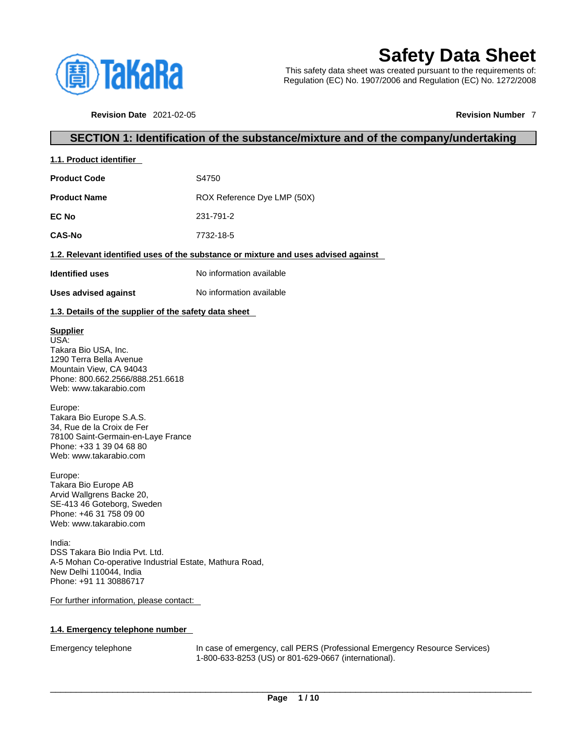# Safety Data Sheet

This safety data sheet was created pursuant to the requirements of:
Regulation (EC) No. 1907/2006 and Regulation (EC) No. 1272/2008

**Revision Date** 2021-02-05 **Revision Number** 7

## SECTION 1: Identification of the substance/mixture and of the company/undertaking

### 1.1. Product identifier

| | |
|---|---|
| **Product Code** | S4750 |
| **Product Name** | ROX Reference Dye LMP (50X) |
| **EC No** | 231-791-2 |
| **CAS-No** | 7732-18-5 |

### 1.2. Relevant identified uses of the substance or mixture and uses advised against

| | |
|---|---|
| **Identified uses** | No information available |
| **Uses advised against** | No information available |

### 1.3. Details of the supplier of the safety data sheet

**Supplier**
USA:
Takara Bio USA, Inc.
1290 Terra Bella Avenue
Mountain View, CA 94043
Phone: 800.662.2566/888.251.6618
Web: www.takarabio.com

Europe:
Takara Bio Europe S.A.S.
34, Rue de la Croix de Fer
78100 Saint-Germain-en-Laye France
Phone: +33 1 39 04 68 80
Web: www.takarabio.com

Europe:
Takara Bio Europe AB
Arvid Wallgrens Backe 20,
SE-413 46 Goteborg, Sweden
Phone: +46 31 758 09 00
Web: www.takarabio.com

India:
DSS Takara Bio India Pvt. Ltd.
A-5 Mohan Co-operative Industrial Estate, Mathura Road,
New Delhi 110044, India
Phone: +91 11 30886717

For further information, please contact:

### 1.4. Emergency telephone number

| | |
|---|---|
| Emergency telephone | In case of emergency, call PERS (Professional Emergency Resource Services) 1-800-633-8253 (US) or 801-629-0667 (international). |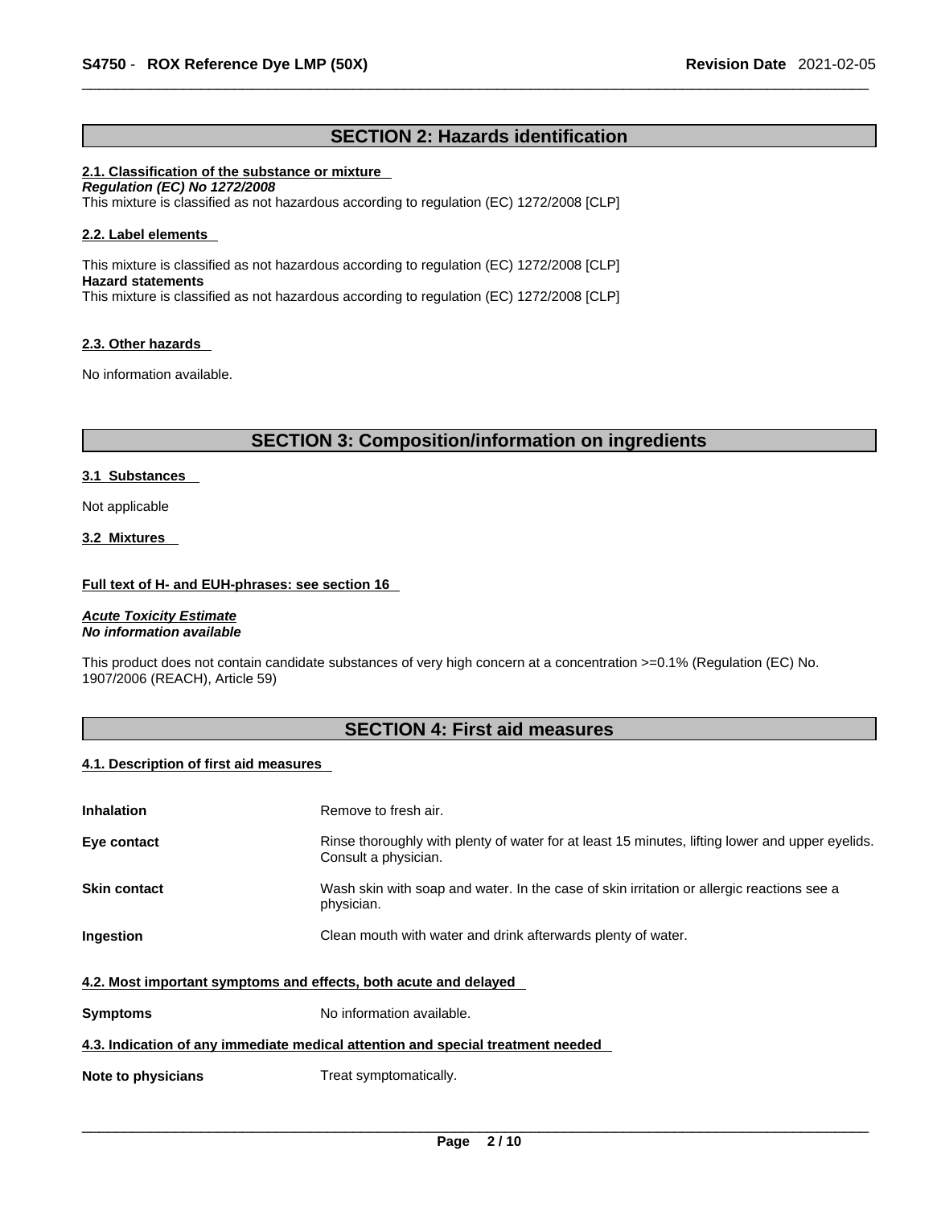## SECTION 2: Hazards identification

### 2.1. Classification of the substance or mixture

***Regulation (EC) No 1272/2008***

This mixture is classified as not hazardous according to regulation (EC) 1272/2008 [CLP]

### 2.2. Label elements

This mixture is classified as not hazardous according to regulation (EC) 1272/2008 [CLP]

**Hazard statements**

This mixture is classified as not hazardous according to regulation (EC) 1272/2008 [CLP]

### 2.3. Other hazards

No information available.

## SECTION 3: Composition/information on ingredients

### 3.1 Substances

Not applicable

### 3.2 Mixtures

**Full text of H- and EUH-phrases: see section 16**

***Acute Toxicity Estimate***

***No information available***

This product does not contain candidate substances of very high concern at a concentration >=0.1% (Regulation (EC) No. 1907/2006 (REACH), Article 59)

## SECTION 4: First aid measures

### 4.1. Description of first aid measures

| | |
|---|---|
| **Inhalation** | Remove to fresh air. |
| **Eye contact** | Rinse thoroughly with plenty of water for at least 15 minutes, lifting lower and upper eyelids. Consult a physician. |
| **Skin contact** | Wash skin with soap and water. In the case of skin irritation or allergic reactions see a physician. |
| **Ingestion** | Clean mouth with water and drink afterwards plenty of water. |

### 4.2. Most important symptoms and effects, both acute and delayed

| | |
|---|---|
| **Symptoms** | No information available. |

### 4.3. Indication of any immediate medical attention and special treatment needed

| | |
|---|---|
| **Note to physicians** | Treat symptomatically. |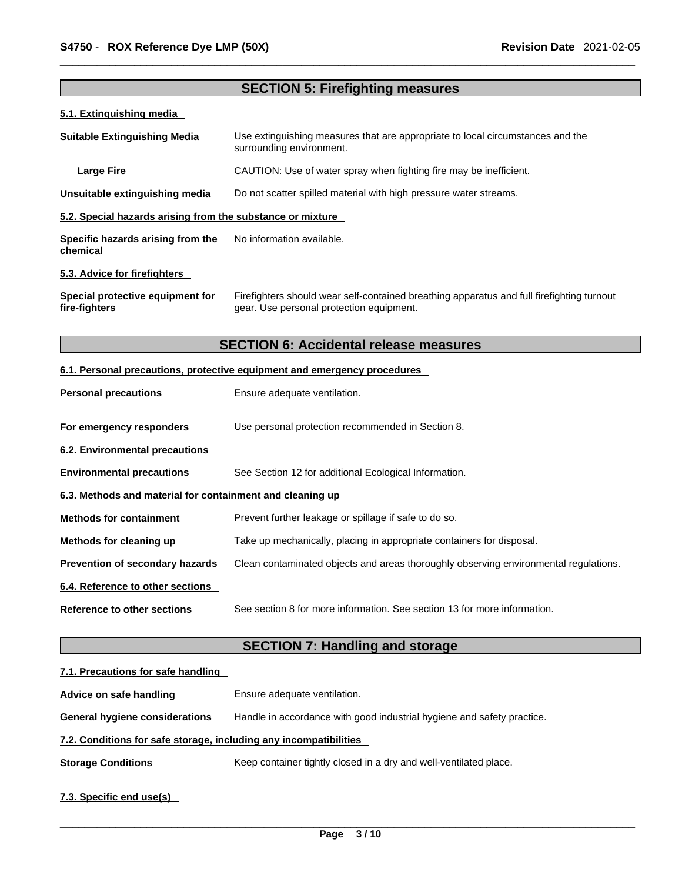## SECTION 5: Firefighting measures

### 5.1. Extinguishing media

| | |
|---|---|
| **Suitable Extinguishing Media** | Use extinguishing measures that are appropriate to local circumstances and the surrounding environment. |
| **Large Fire** | CAUTION: Use of water spray when fighting fire may be inefficient. |
| **Unsuitable extinguishing media** | Do not scatter spilled material with high pressure water streams. |

### 5.2. Special hazards arising from the substance or mixture

| | |
|---|---|
| **Specific hazards arising from the chemical** | No information available. |

### 5.3. Advice for firefighters

| | |
|---|---|
| **Special protective equipment for fire-fighters** | Firefighters should wear self-contained breathing apparatus and full firefighting turnout gear. Use personal protection equipment. |

## SECTION 6: Accidental release measures

### 6.1. Personal precautions, protective equipment and emergency procedures

| | |
|---|---|
| **Personal precautions** | Ensure adequate ventilation. |
| **For emergency responders** | Use personal protection recommended in Section 8. |

### 6.2. Environmental precautions

| | |
|---|---|
| **Environmental precautions** | See Section 12 for additional Ecological Information. |

### 6.3. Methods and material for containment and cleaning up

| | |
|---|---|
| **Methods for containment** | Prevent further leakage or spillage if safe to do so. |
| **Methods for cleaning up** | Take up mechanically, placing in appropriate containers for disposal. |
| **Prevention of secondary hazards** | Clean contaminated objects and areas thoroughly observing environmental regulations. |

### 6.4. Reference to other sections

| | |
|---|---|
| **Reference to other sections** | See section 8 for more information. See section 13 for more information. |

## SECTION 7: Handling and storage

### 7.1. Precautions for safe handling

| | |
|---|---|
| **Advice on safe handling** | Ensure adequate ventilation. |
| **General hygiene considerations** | Handle in accordance with good industrial hygiene and safety practice. |

### 7.2. Conditions for safe storage, including any incompatibilities

| | |
|---|---|
| **Storage Conditions** | Keep container tightly closed in a dry and well-ventilated place. |

### 7.3. Specific end use(s)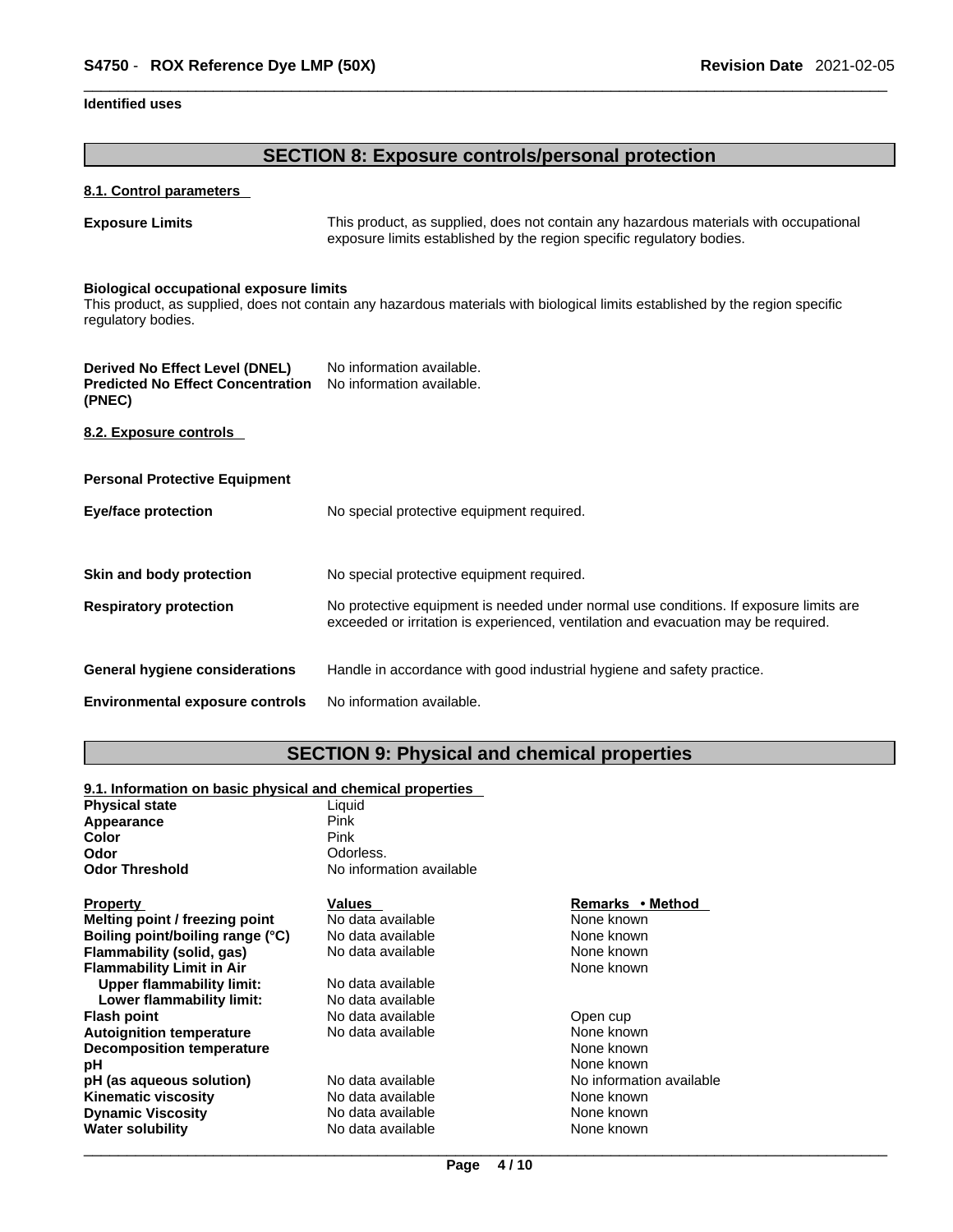**Identified uses**

## SECTION 8: Exposure controls/personal protection

### 8.1. Control parameters

**Exposure Limits**: This product, as supplied, does not contain any hazardous materials with occupational exposure limits established by the region specific regulatory bodies.

**Biological occupational exposure limits**
This product, as supplied, does not contain any hazardous materials with biological limits established by the region specific regulatory bodies.

**Derived No Effect Level (DNEL)**: No information available.
**Predicted No Effect Concentration (PNEC)**: No information available.

### 8.2. Exposure controls

**Personal Protective Equipment**

**Eye/face protection**: No special protective equipment required.

**Skin and body protection**: No special protective equipment required.

**Respiratory protection**: No protective equipment is needed under normal use conditions. If exposure limits are exceeded or irritation is experienced, ventilation and evacuation may be required.

**General hygiene considerations**: Handle in accordance with good industrial hygiene and safety practice.

**Environmental exposure controls**: No information available.

## SECTION 9: Physical and chemical properties

### 9.1. Information on basic physical and chemical properties

| | |
|---|---|
| **Physical state** | Liquid |
| **Appearance** | Pink |
| **Color** | Pink |
| **Odor** | Odorless. |
| **Odor Threshold** | No information available |

| Property | Values | Remarks • Method |
|---|---|---|
| **Melting point / freezing point** | No data available | None known |
| **Boiling point/boiling range (°C)** | No data available | None known |
| **Flammability (solid, gas)** | No data available | None known |
| **Flammability Limit in Air** | | None known |
| **Upper flammability limit:** | No data available | |
| **Lower flammability limit:** | No data available | |
| **Flash point** | No data available | Open cup |
| **Autoignition temperature** | No data available | None known |
| **Decomposition temperature** | | None known |
| **pH** | | None known |
| **pH (as aqueous solution)** | No data available | No information available |
| **Kinematic viscosity** | No data available | None known |
| **Dynamic Viscosity** | No data available | None known |
| **Water solubility** | No data available | None known |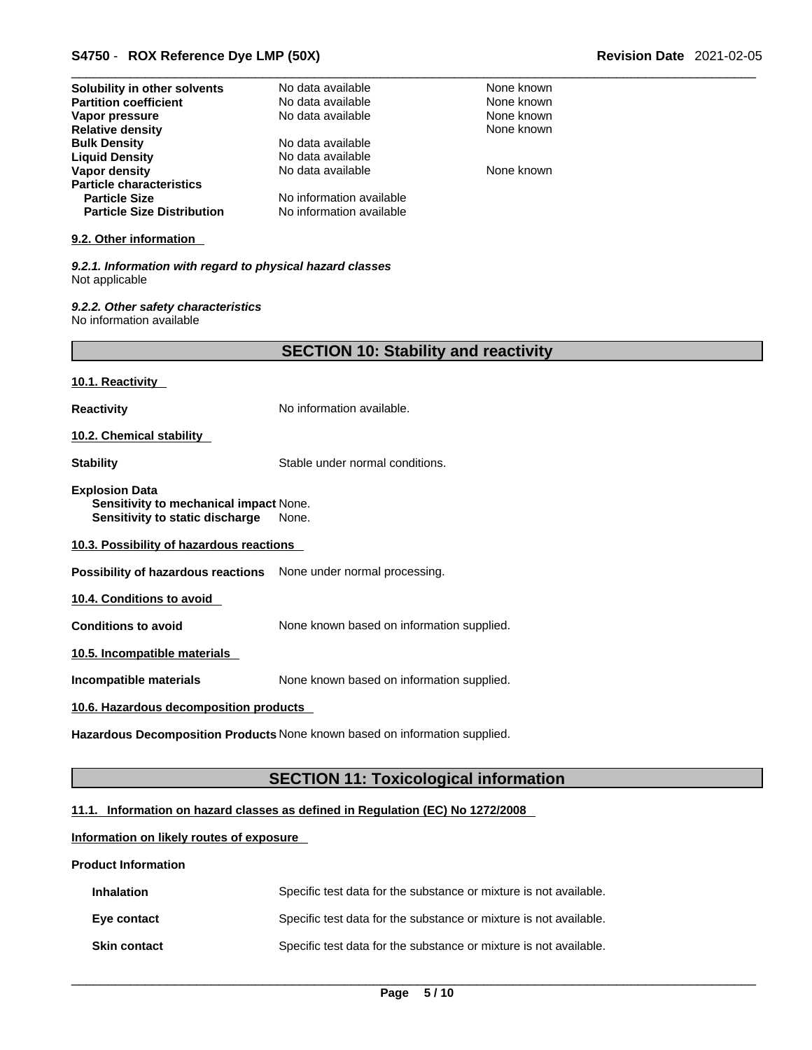| | | |
|---|---|---|
| **Solubility in other solvents** | No data available | None known |
| **Partition coefficient** | No data available | None known |
| **Vapor pressure** | No data available | None known |
| **Relative density** | | None known |
| **Bulk Density** | No data available | |
| **Liquid Density** | No data available | |
| **Vapor density** | No data available | None known |
| **Particle characteristics** | | |
| **Particle Size** | No information available | |
| **Particle Size Distribution** | No information available | |

**9.2. Other information**

***9.2.1. Information with regard to physical hazard classes***
Not applicable

***9.2.2. Other safety characteristics***
No information available

## SECTION 10: Stability and reactivity

**10.1. Reactivity**

**Reactivity** No information available.

**10.2. Chemical stability**

**Stability** Stable under normal conditions.

**Explosion Data**
**Sensitivity to mechanical impact** None.
**Sensitivity to static discharge** None.

**10.3. Possibility of hazardous reactions**

**Possibility of hazardous reactions** None under normal processing.

**10.4. Conditions to avoid**

**Conditions to avoid** None known based on information supplied.

**10.5. Incompatible materials**

**Incompatible materials** None known based on information supplied.

**10.6. Hazardous decomposition products**

**Hazardous Decomposition Products** None known based on information supplied.

## SECTION 11: Toxicological information

**11.1. Information on hazard classes as defined in Regulation (EC) No 1272/2008**

**Information on likely routes of exposure**

**Product Information**

**Inhalation** Specific test data for the substance or mixture is not available.

**Eye contact** Specific test data for the substance or mixture is not available.

**Skin contact** Specific test data for the substance or mixture is not available.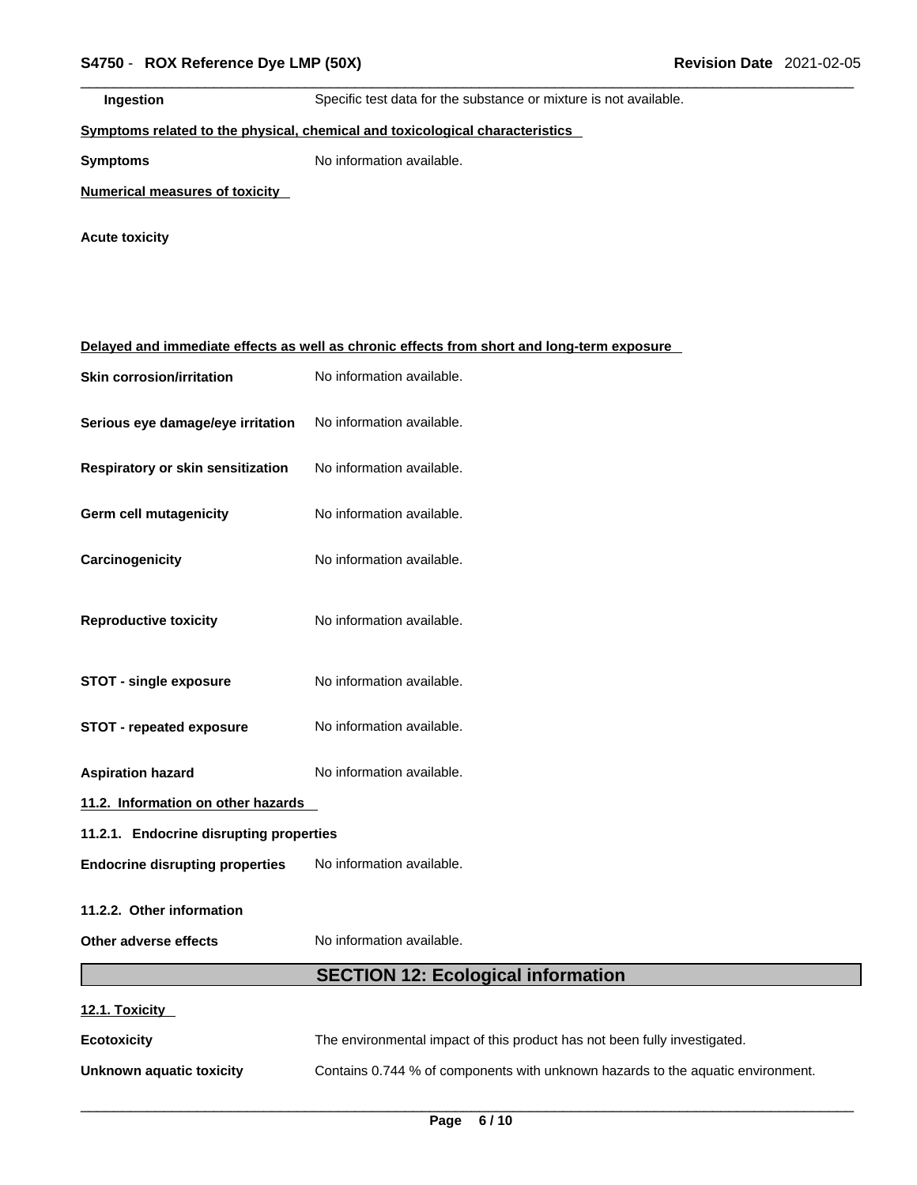**Ingestion** Specific test data for the substance or mixture is not available.

**Symptoms related to the physical, chemical and toxicological characteristics**

**Symptoms** No information available.

**Numerical measures of toxicity**

**Acute toxicity**

**Delayed and immediate effects as well as chronic effects from short and long-term exposure**

**Skin corrosion/irritation** No information available.

**Serious eye damage/eye irritation** No information available.

**Respiratory or skin sensitization** No information available.

**Germ cell mutagenicity** No information available.

**Carcinogenicity** No information available.

**Reproductive toxicity** No information available.

**STOT - single exposure** No information available.

**STOT - repeated exposure** No information available.

**Aspiration hazard** No information available.

**11.2. Information on other hazards**

**11.2.1. Endocrine disrupting properties**

**Endocrine disrupting properties** No information available.

**11.2.2. Other information**

**Other adverse effects** No information available.

## SECTION 12: Ecological information

**12.1. Toxicity**

**Ecotoxicity** The environmental impact of this product has not been fully investigated.

**Unknown aquatic toxicity** Contains 0.744 % of components with unknown hazards to the aquatic environment.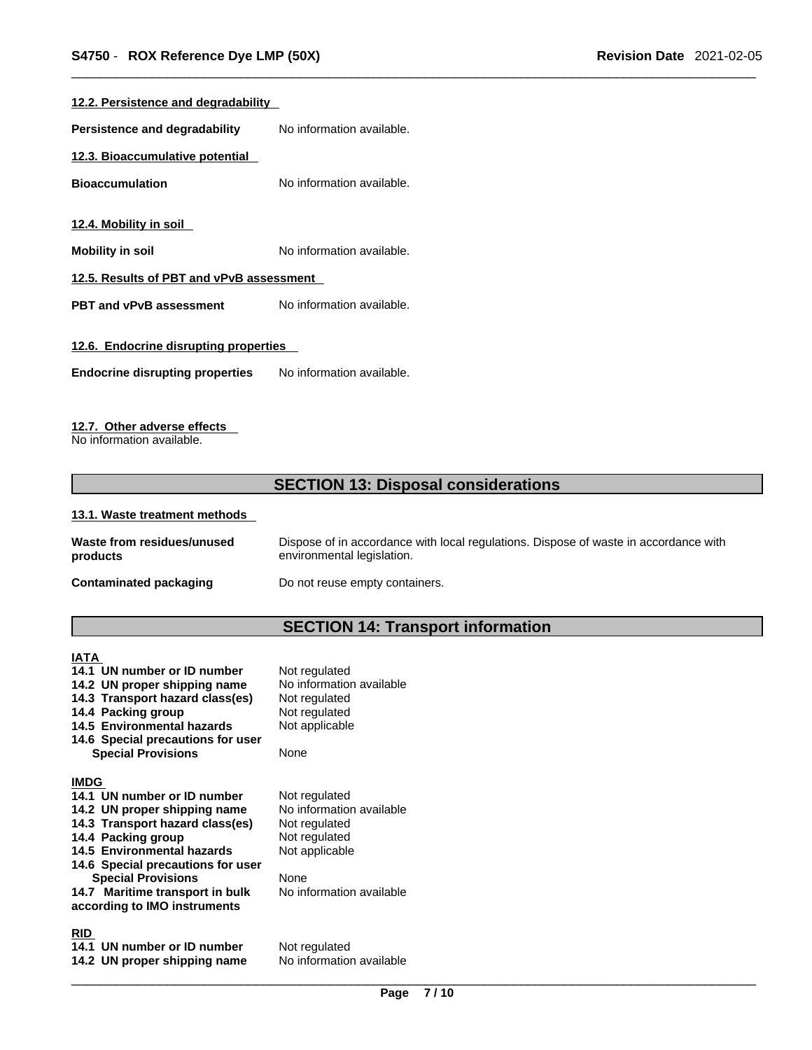#### 12.2. Persistence and degradability

**Persistence and degradability** No information available.

#### 12.3. Bioaccumulative potential

**Bioaccumulation** No information available.

#### 12.4. Mobility in soil

**Mobility in soil** No information available.

#### 12.5. Results of PBT and vPvB assessment

**PBT and vPvB assessment** No information available.

#### 12.6. Endocrine disrupting properties

**Endocrine disrupting properties** No information available.

#### 12.7. Other adverse effects

No information available.

## SECTION 13: Disposal considerations

#### 13.1. Waste treatment methods

**Waste from residues/unused products** Dispose of in accordance with local regulations. Dispose of waste in accordance with environmental legislation.

**Contaminated packaging** Do not reuse empty containers.

## SECTION 14: Transport information

**IATA**

| | |
|---|---|
| **14.1 UN number or ID number** | Not regulated |
| **14.2 UN proper shipping name** | No information available |
| **14.3 Transport hazard class(es)** | Not regulated |
| **14.4 Packing group** | Not regulated |
| **14.5 Environmental hazards** | Not applicable |
| **14.6 Special precautions for user** | |
| **Special Provisions** | None |

**IMDG**

| | |
|---|---|
| **14.1 UN number or ID number** | Not regulated |
| **14.2 UN proper shipping name** | No information available |
| **14.3 Transport hazard class(es)** | Not regulated |
| **14.4 Packing group** | Not regulated |
| **14.5 Environmental hazards** | Not applicable |
| **14.6 Special precautions for user** | |
| **Special Provisions** | None |
| **14.7 Maritime transport in bulk according to IMO instruments** | No information available |

**RID**

| | |
|---|---|
| **14.1 UN number or ID number** | Not regulated |
| **14.2 UN proper shipping name** | No information available |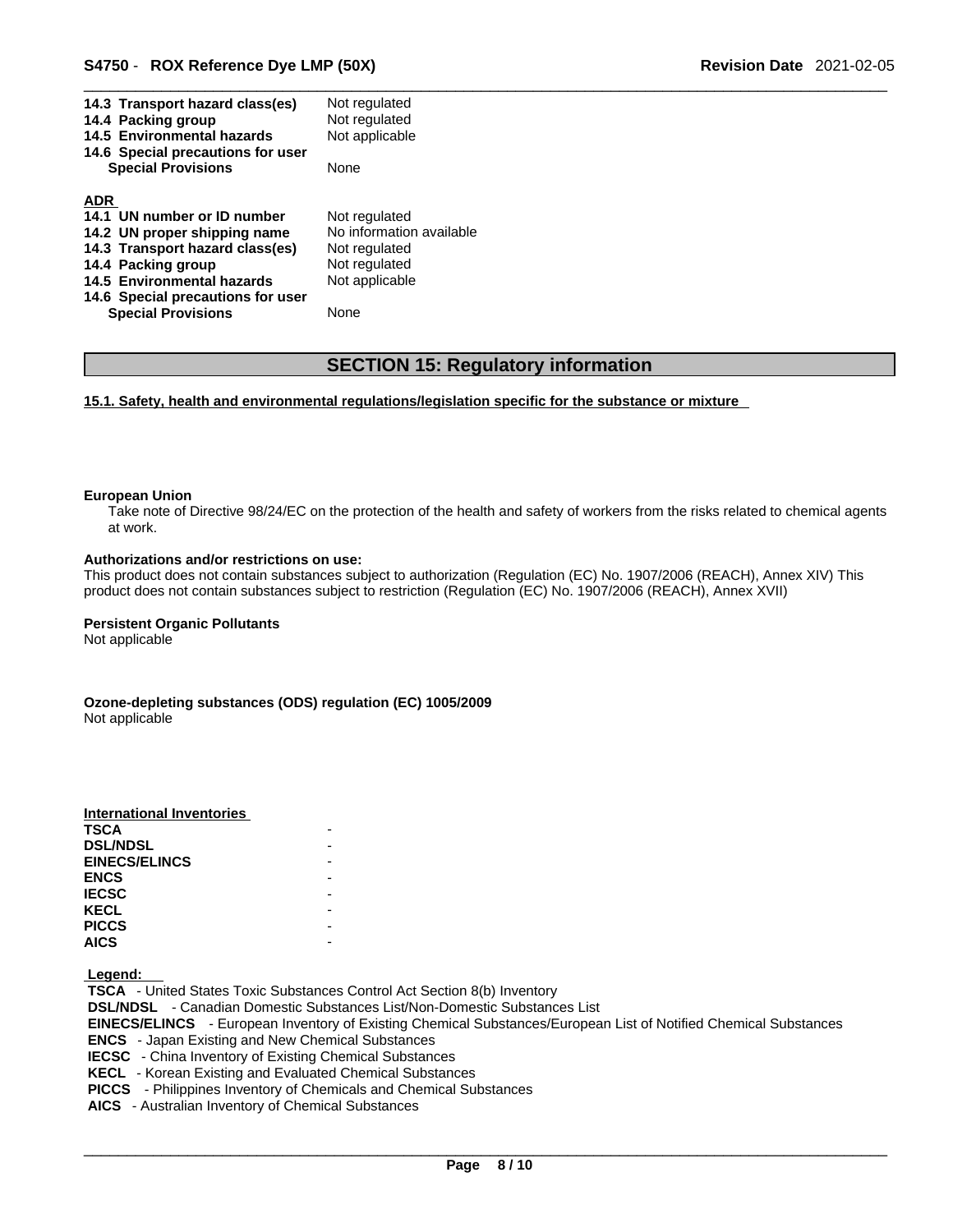| | |
|---|---|
| **14.3 Transport hazard class(es)** | Not regulated |
| **14.4 Packing group** | Not regulated |
| **14.5 Environmental hazards** | Not applicable |
| **14.6 Special precautions for user** | |
| **Special Provisions** | None |

**ADR**

| | |
|---|---|
| **14.1 UN number or ID number** | Not regulated |
| **14.2 UN proper shipping name** | No information available |
| **14.3 Transport hazard class(es)** | Not regulated |
| **14.4 Packing group** | Not regulated |
| **14.5 Environmental hazards** | Not applicable |
| **14.6 Special precautions for user** | |
| **Special Provisions** | None |

## SECTION 15: Regulatory information

**15.1. Safety, health and environmental regulations/legislation specific for the substance or mixture**

**European Union**

Take note of Directive 98/24/EC on the protection of the health and safety of workers from the risks related to chemical agents at work.

**Authorizations and/or restrictions on use:**

This product does not contain substances subject to authorization (Regulation (EC) No. 1907/2006 (REACH), Annex XIV) This product does not contain substances subject to restriction (Regulation (EC) No. 1907/2006 (REACH), Annex XVII)

**Persistent Organic Pollutants**

Not applicable

**Ozone-depleting substances (ODS) regulation (EC) 1005/2009**

Not applicable

**International Inventories**

| | |
|---|---|
| **TSCA** | - |
| **DSL/NDSL** | - |
| **EINECS/ELINCS** | - |
| **ENCS** | - |
| **IECSC** | - |
| **KECL** | - |
| **PICCS** | - |
| **AICS** | - |

**Legend:**

**TSCA** - United States Toxic Substances Control Act Section 8(b) Inventory
**DSL/NDSL** - Canadian Domestic Substances List/Non-Domestic Substances List
**EINECS/ELINCS** - European Inventory of Existing Chemical Substances/European List of Notified Chemical Substances
**ENCS** - Japan Existing and New Chemical Substances
**IECSC** - China Inventory of Existing Chemical Substances
**KECL** - Korean Existing and Evaluated Chemical Substances
**PICCS** - Philippines Inventory of Chemicals and Chemical Substances
**AICS** - Australian Inventory of Chemical Substances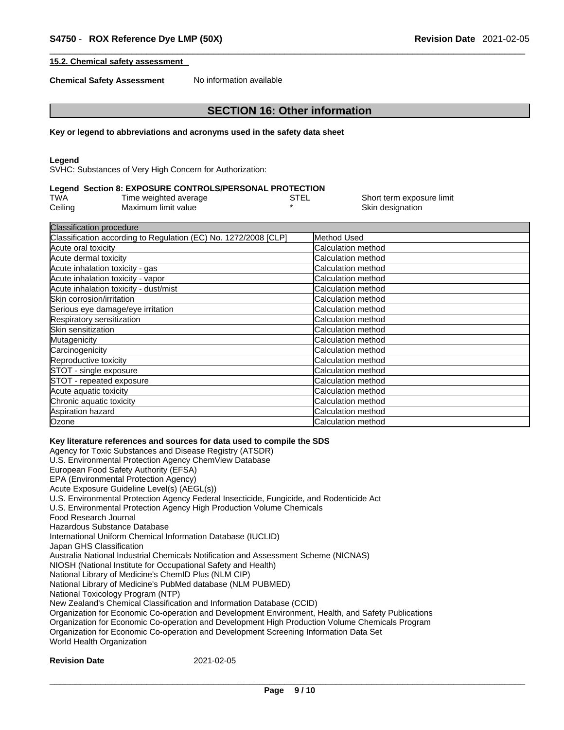**15.2. Chemical safety assessment**

**Chemical Safety Assessment** No information available

## SECTION 16: Other information

**Key or legend to abbreviations and acronyms used in the safety data sheet**

**Legend**
SVHC: Substances of Very High Concern for Authorization:

**Legend Section 8: EXPOSURE CONTROLS/PERSONAL PROTECTION**

| | | | |
|---|---|---|---|
| TWA | Time weighted average | STEL | Short term exposure limit |
| Ceiling | Maximum limit value | * | Skin designation |

| Classification procedure | |
|---|---|
| Classification according to Regulation (EC) No. 1272/2008 [CLP] | Method Used |
| Acute oral toxicity | Calculation method |
| Acute dermal toxicity | Calculation method |
| Acute inhalation toxicity - gas | Calculation method |
| Acute inhalation toxicity - vapor | Calculation method |
| Acute inhalation toxicity - dust/mist | Calculation method |
| Skin corrosion/irritation | Calculation method |
| Serious eye damage/eye irritation | Calculation method |
| Respiratory sensitization | Calculation method |
| Skin sensitization | Calculation method |
| Mutagenicity | Calculation method |
| Carcinogenicity | Calculation method |
| Reproductive toxicity | Calculation method |
| STOT - single exposure | Calculation method |
| STOT - repeated exposure | Calculation method |
| Acute aquatic toxicity | Calculation method |
| Chronic aquatic toxicity | Calculation method |
| Aspiration hazard | Calculation method |
| Ozone | Calculation method |

**Key literature references and sources for data used to compile the SDS**
Agency for Toxic Substances and Disease Registry (ATSDR)
U.S. Environmental Protection Agency ChemView Database
European Food Safety Authority (EFSA)
EPA (Environmental Protection Agency)
Acute Exposure Guideline Level(s) (AEGL(s))
U.S. Environmental Protection Agency Federal Insecticide, Fungicide, and Rodenticide Act
U.S. Environmental Protection Agency High Production Volume Chemicals
Food Research Journal
Hazardous Substance Database
International Uniform Chemical Information Database (IUCLID)
Japan GHS Classification
Australia National Industrial Chemicals Notification and Assessment Scheme (NICNAS)
NIOSH (National Institute for Occupational Safety and Health)
National Library of Medicine's ChemID Plus (NLM CIP)
National Library of Medicine's PubMed database (NLM PUBMED)
National Toxicology Program (NTP)
New Zealand's Chemical Classification and Information Database (CCID)
Organization for Economic Co-operation and Development Environment, Health, and Safety Publications
Organization for Economic Co-operation and Development High Production Volume Chemicals Program
Organization for Economic Co-operation and Development Screening Information Data Set
World Health Organization

**Revision Date** 2021-02-05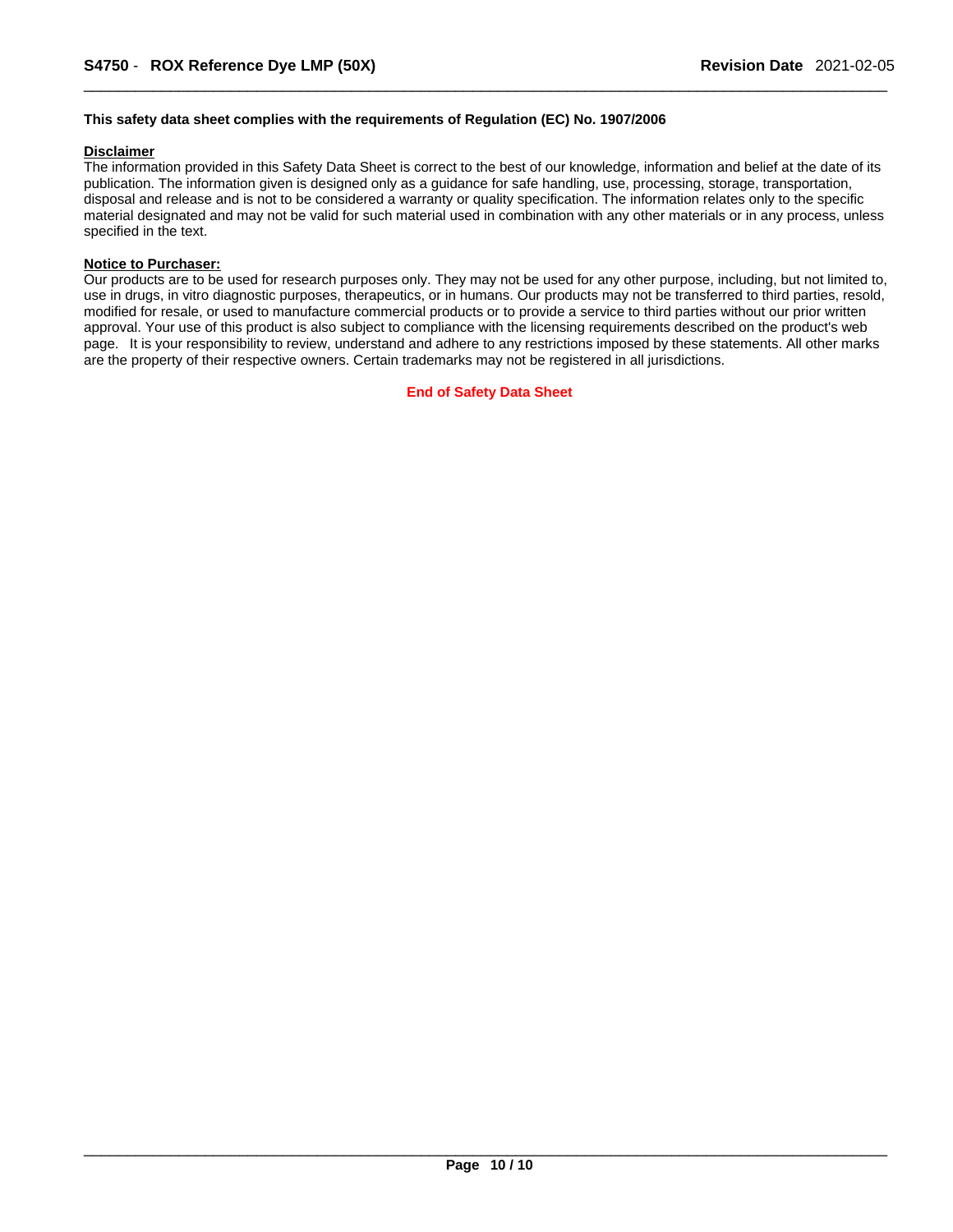**This safety data sheet complies with the requirements of Regulation (EC) No. 1907/2006**

**Disclaimer**

The information provided in this Safety Data Sheet is correct to the best of our knowledge, information and belief at the date of its publication. The information given is designed only as a guidance for safe handling, use, processing, storage, transportation, disposal and release and is not to be considered a warranty or quality specification. The information relates only to the specific material designated and may not be valid for such material used in combination with any other materials or in any process, unless specified in the text.

**Notice to Purchaser:**

Our products are to be used for research purposes only. They may not be used for any other purpose, including, but not limited to, use in drugs, in vitro diagnostic purposes, therapeutics, or in humans. Our products may not be transferred to third parties, resold, modified for resale, or used to manufacture commercial products or to provide a service to third parties without our prior written approval. Your use of this product is also subject to compliance with the licensing requirements described on the product's web page. It is your responsibility to review, understand and adhere to any restrictions imposed by these statements. All other marks are the property of their respective owners. Certain trademarks may not be registered in all jurisdictions.

**End of Safety Data Sheet**